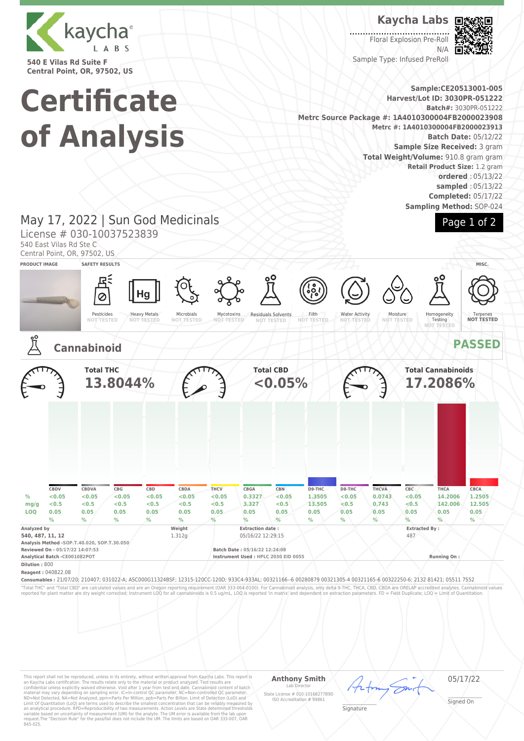**Kaycha Labs**

540 E Vilas Rd Suite F
Central Point, OR, 97502, US

# Certificate of Analysis

**Kaycha Labs**

Floral Explosion Pre-Roll
N/A
Sample Type: Infused PreRoll

**Sample:CE20513001-005**
**Harvest/Lot ID: 3030PR-051222**
**Batch#:** 3030PR-051222
**Metrc Source Package #: 1A4010300004FB2000023908**
**Metrc #: 1A4010300004FB2000023913**
**Batch Date:** 05/12/22
**Sample Size Received:** 3 gram
**Total Weight/Volume:** 910.8 gram gram
**Retail Product Size:** 1.2 gram
**ordered** : 05/13/22
**sampled** : 05/13/22
**Completed:** 05/17/22
**Sampling Method:** SOP-024

May 17, 2022 | Sun God Medicinals
License # 030-10037523839
540 East Vilas Rd Ste C
Central Point, OR, 97502, US

**PRODUCT IMAGE** | **SAFETY RESULTS** | **MISC.**

| Pesticides | Heavy Metals | Microbials | Mycotoxins | Residuals Solvents | Filth | Water Activity | Moisture | Homogeneity Testing | Terpenes |
|---|---|---|---|---|---|---|---|---|---|
| NOT TESTED | NOT TESTED | NOT TESTED | NOT TESTED | NOT TESTED | NOT TESTED | NOT TESTED | NOT TESTED | NOT TESTED | NOT TESTED |

## Cannabinoid — PASSED

**Total THC** 13.8044% | **Total CBD** <0.05% | **Total Cannabinoids** 17.2086%

| | CBDV | CBDVA | CBG | CBD | CBDA | THCV | CBGA | CBN | D9-THC | D8-THC | THCVA | CBC | THCA | CBCA |
|---|---|---|---|---|---|---|---|---|---|---|---|---|---|---|
| % | <0.05 | <0.05 | <0.05 | <0.05 | <0.05 | <0.05 | 0.3327 | <0.05 | 1.3505 | <0.05 | 0.0743 | <0.05 | 14.2006 | 1.2505 |
| mg/g | <0.5 | <0.5 | <0.5 | <0.5 | <0.5 | <0.5 | 3.327 | <0.5 | 13.505 | <0.5 | 0.743 | <0.5 | 142.006 | 12.505 |
| LOQ | 0.05 | 0.05 | 0.05 | 0.05 | 0.05 | 0.05 | 0.05 | 0.05 | 0.05 | 0.05 | 0.05 | 0.05 | 0.05 | 0.05 |
| | % | % | % | % | % | % | % | % | % | % | % | % | % | % |

**Analyzed by** 540, 487, 11, 12 | **Weight** 1.312g | **Extraction date :** 05/16/22 12:29:15 | **Extracted By :** 487

**Analysis Method** -SOP.T.40.020, SOP.T.30.050
**Reviewed On** - 05/17/22 14:07:53
**Analytical Batch** -CE001082POT
**Batch Date :** 05/16/22 12:24:08
**Instrument Used :** HPLC 2030 EID 0055
**Running On :**
**Dilution :** 800
**Reagent :** 040822.08
**Consumables :** 21/07/20; 210407; 031022-A; ASC000G11324BSF; 12315-120CC-120D; 933C4-933AL; 00321166--6 00280879 00321305-4 00321165-6 00322250-6; 2132 81421; 05511 7552

"Total THC" and "Total CBD" are calculated values and are an Oregon reporting requirement (OAR 333-064-0100). For Cannabinoid analysis, only delta 9-THC, THCA, CBD, CBDA are ORELAP accredited analytes. Cannabinoid values reported for plant matter are dry weight corrected; Instrument LOQ for all cannabinoids is 0.5 ug/mL, LOQ is reported 'in matrix' and dependent on extraction parameters. FD = Field Duplicate; LOQ = Limit of Quantitation.

This report shall not be reproduced, unless in its entirety, without written approval from Kaycha Labs. This report is an Kaycha Labs certification. The results relate only to the material or product analyzed. Test results are confidential unless explicitly waived otherwise. Void after 1 year from test end date. Cannabinoid content of batch material may vary depending on sampling error. IC=In-control QC parameter, NC=Non-controlled QC parameter, ND=Not Detected, NA=Not Analyzed, ppm=Parts Per Million, ppb=Parts Per Billion. Limit of Detection (LoD) and Limit Of Quantitation (LoQ) are terms used to describe the smallest concentration that can be reliably measured by an analytical procedure. RPD=Reproducibility of two measurements. Action Levels are State determined thresholds variable based on uncertainty of measurement (UM) for the analyte. The UM error is available from the lab upon request.The "Decision Rule" for the pass/fail does not include the UM. The limits are based on OAR 333-007, OAR 845-025.

**Anthony Smith**
Lab Director
State License # 010-10166277B9D
ISO Accreditation # 99861

Signature

05/17/22
Signed On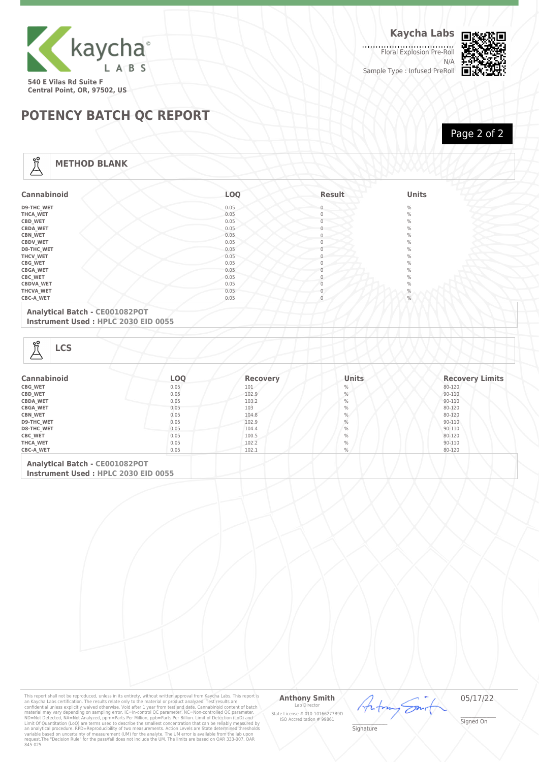Kaycha Labs

540 E Vilas Rd Suite F
Central Point, OR, 97502, US

**Kaycha Labs**

Floral Explosion Pre-Roll
N/A
Sample Type : Infused PreRoll

# POTENCY BATCH QC REPORT

## METHOD BLANK

| Cannabinoid | LOQ | Result | Units |
|---|---|---|---|
| D9-THC_WET | 0.05 | 0 | % |
| THCA_WET | 0.05 | 0 | % |
| CBD_WET | 0.05 | 0 | % |
| CBDA_WET | 0.05 | 0 | % |
| CBN_WET | 0.05 | 0 | % |
| CBDV_WET | 0.05 | 0 | % |
| D8-THC_WET | 0.05 | 0 | % |
| THCV_WET | 0.05 | 0 | % |
| CBG_WET | 0.05 | 0 | % |
| CBGA_WET | 0.05 | 0 | % |
| CBC_WET | 0.05 | 0 | % |
| CBDVA_WET | 0.05 | 0 | % |
| THCVA_WET | 0.05 | 0 | % |
| CBC-A_WET | 0.05 | 0 | % |

**Analytical Batch -** CE001082POT
**Instrument Used :** HPLC 2030 EID 0055

## LCS

| Cannabinoid | LOQ | Recovery | Units | Recovery Limits |
|---|---|---|---|---|
| CBG_WET | 0.05 | 101 | % | 80-120 |
| CBD_WET | 0.05 | 102.9 | % | 90-110 |
| CBDA_WET | 0.05 | 103.2 | % | 90-110 |
| CBGA_WET | 0.05 | 103 | % | 80-120 |
| CBN_WET | 0.05 | 104.8 | % | 80-120 |
| D9-THC_WET | 0.05 | 102.9 | % | 90-110 |
| D8-THC_WET | 0.05 | 104.4 | % | 90-110 |
| CBC_WET | 0.05 | 100.5 | % | 80-120 |
| THCA_WET | 0.05 | 102.2 | % | 90-110 |
| CBC-A_WET | 0.05 | 102.1 | % | 80-120 |

**Analytical Batch -** CE001082POT
**Instrument Used :** HPLC 2030 EID 0055

This report shall not be reproduced, unless in its entirety, without written approval from Kaycha Labs. This report is an Kaycha Labs certification. The results relate only to the material or product analyzed. Test results are confidential unless explicitly waived otherwise. Void after 1 year from test end date. Cannabinoid content of batch material may vary depending on sampling error. IC=In-control QC parameter, NC=Non-controlled QC parameter, ND=Not Detected, NA=Not Analyzed, ppm=Parts Per Million, ppb=Parts Per Billion. Limit of Detection (LoD) and Limit Of Quantitation (LoQ) are terms used to describe the smallest concentration that can be reliably measured by an analytical procedure. RPD=Reproducibility of two measurements. Action Levels are State determined thresholds variable based on uncertainty of measurement (UM) for the analyte. The UM error is available from the lab upon request.The "Decision Rule" for the pass/fail does not include the UM. The limits are based on OAR 333-007, OAR 845-025.

**Anthony Smith**
Lab Director
State License # 010-10166277B9D
ISO Accreditation # 99861

Signature

05/17/22
Signed On